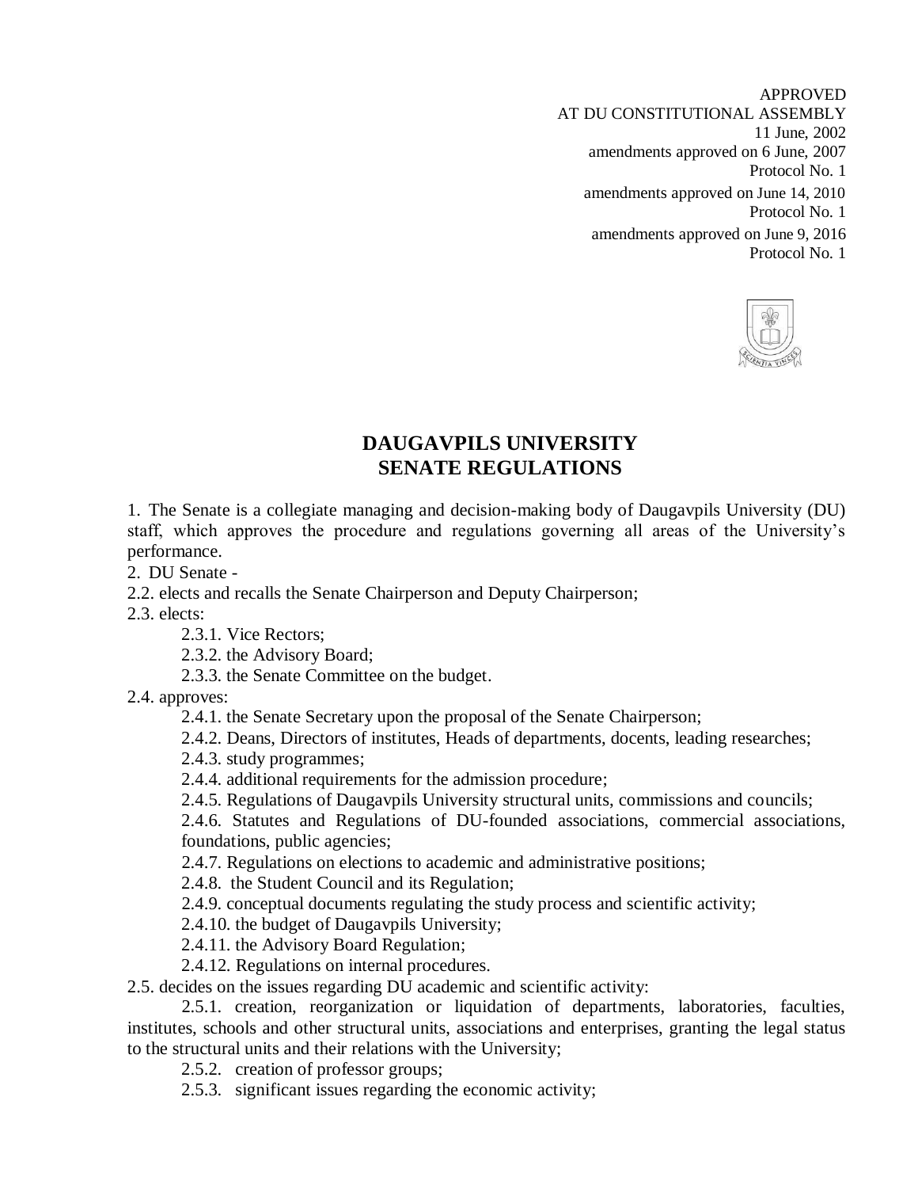APPROVED
AT DU CONSTITUTIONAL ASSEMBLY
11 June, 2002
amendments approved on 6 June, 2007
Protocol No. 1
amendments approved on June 14, 2010
Protocol No. 1
amendments approved on June 9, 2016
Protocol No. 1

# DAUGAVPILS UNIVERSITY
# SENATE REGULATIONS

1. The Senate is a collegiate managing and decision-making body of Daugavpils University (DU) staff, which approves the procedure and regulations governing all areas of the University's performance.

2. DU Senate -

2.2. elects and recalls the Senate Chairperson and Deputy Chairperson;

2.3. elects:

- 2.3.1. Vice Rectors;
- 2.3.2. the Advisory Board;
- 2.3.3. the Senate Committee on the budget.

2.4. approves:

- 2.4.1. the Senate Secretary upon the proposal of the Senate Chairperson;
- 2.4.2. Deans, Directors of institutes, Heads of departments, docents, leading researches;
- 2.4.3. study programmes;
- 2.4.4. additional requirements for the admission procedure;
- 2.4.5. Regulations of Daugavpils University structural units, commissions and councils;
- 2.4.6. Statutes and Regulations of DU-founded associations, commercial associations, foundations, public agencies;
- 2.4.7. Regulations on elections to academic and administrative positions;
- 2.4.8. the Student Council and its Regulation;
- 2.4.9. conceptual documents regulating the study process and scientific activity;
- 2.4.10. the budget of Daugavpils University;
- 2.4.11. the Advisory Board Regulation;
- 2.4.12. Regulations on internal procedures.

2.5. decides on the issues regarding DU academic and scientific activity:

- 2.5.1. creation, reorganization or liquidation of departments, laboratories, faculties, institutes, schools and other structural units, associations and enterprises, granting the legal status to the structural units and their relations with the University;
- 2.5.2. creation of professor groups;
- 2.5.3. significant issues regarding the economic activity;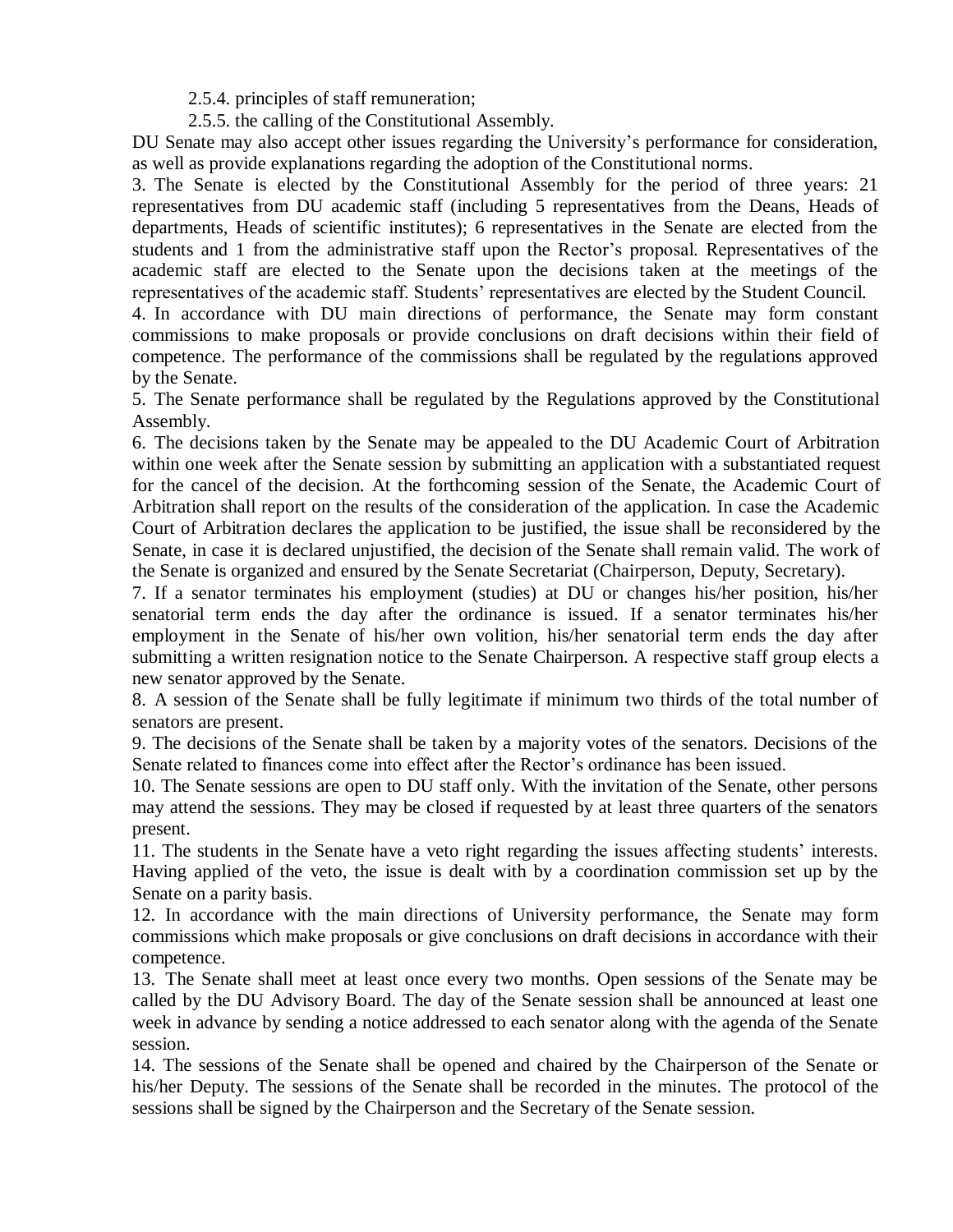2.5.4. principles of staff remuneration;

2.5.5. the calling of the Constitutional Assembly.

DU Senate may also accept other issues regarding the University's performance for consideration, as well as provide explanations regarding the adoption of the Constitutional norms.

3. The Senate is elected by the Constitutional Assembly for the period of three years: 21 representatives from DU academic staff (including 5 representatives from the Deans, Heads of departments, Heads of scientific institutes); 6 representatives in the Senate are elected from the students and 1 from the administrative staff upon the Rector's proposal. Representatives of the academic staff are elected to the Senate upon the decisions taken at the meetings of the representatives of the academic staff. Students' representatives are elected by the Student Council.

4. In accordance with DU main directions of performance, the Senate may form constant commissions to make proposals or provide conclusions on draft decisions within their field of competence. The performance of the commissions shall be regulated by the regulations approved by the Senate.

5. The Senate performance shall be regulated by the Regulations approved by the Constitutional Assembly.

6. The decisions taken by the Senate may be appealed to the DU Academic Court of Arbitration within one week after the Senate session by submitting an application with a substantiated request for the cancel of the decision. At the forthcoming session of the Senate, the Academic Court of Arbitration shall report on the results of the consideration of the application. In case the Academic Court of Arbitration declares the application to be justified, the issue shall be reconsidered by the Senate, in case it is declared unjustified, the decision of the Senate shall remain valid. The work of the Senate is organized and ensured by the Senate Secretariat (Chairperson, Deputy, Secretary).

7. If a senator terminates his employment (studies) at DU or changes his/her position, his/her senatorial term ends the day after the ordinance is issued. If a senator terminates his/her employment in the Senate of his/her own volition, his/her senatorial term ends the day after submitting a written resignation notice to the Senate Chairperson. A respective staff group elects a new senator approved by the Senate.

8. A session of the Senate shall be fully legitimate if minimum two thirds of the total number of senators are present.

9. The decisions of the Senate shall be taken by a majority votes of the senators. Decisions of the Senate related to finances come into effect after the Rector's ordinance has been issued.

10. The Senate sessions are open to DU staff only. With the invitation of the Senate, other persons may attend the sessions. They may be closed if requested by at least three quarters of the senators present.

11. The students in the Senate have a veto right regarding the issues affecting students' interests. Having applied of the veto, the issue is dealt with by a coordination commission set up by the Senate on a parity basis.

12. In accordance with the main directions of University performance, the Senate may form commissions which make proposals or give conclusions on draft decisions in accordance with their competence.

13. The Senate shall meet at least once every two months. Open sessions of the Senate may be called by the DU Advisory Board. The day of the Senate session shall be announced at least one week in advance by sending a notice addressed to each senator along with the agenda of the Senate session.

14. The sessions of the Senate shall be opened and chaired by the Chairperson of the Senate or his/her Deputy. The sessions of the Senate shall be recorded in the minutes. The protocol of the sessions shall be signed by the Chairperson and the Secretary of the Senate session.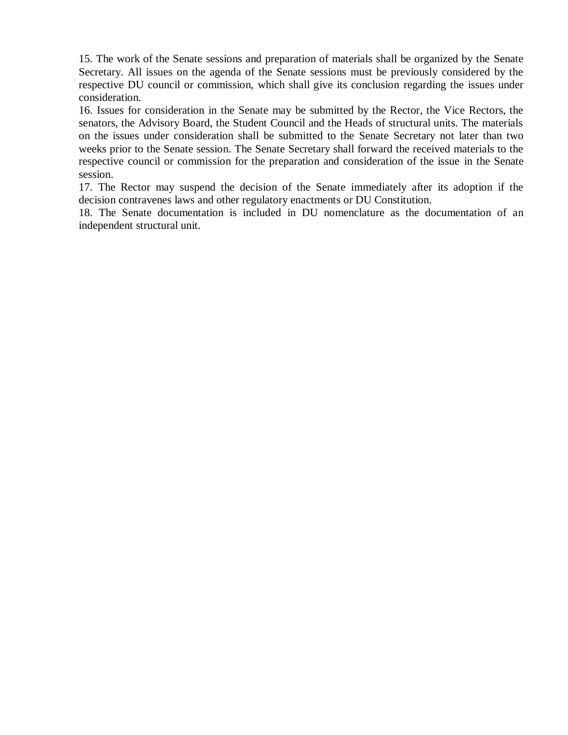15. The work of the Senate sessions and preparation of materials shall be organized by the Senate Secretary. All issues on the agenda of the Senate sessions must be previously considered by the respective DU council or commission, which shall give its conclusion regarding the issues under consideration.

16. Issues for consideration in the Senate may be submitted by the Rector, the Vice Rectors, the senators, the Advisory Board, the Student Council and the Heads of structural units. The materials on the issues under consideration shall be submitted to the Senate Secretary not later than two weeks prior to the Senate session. The Senate Secretary shall forward the received materials to the respective council or commission for the preparation and consideration of the issue in the Senate session.

17. The Rector may suspend the decision of the Senate immediately after its adoption if the decision contravenes laws and other regulatory enactments or DU Constitution.

18. The Senate documentation is included in DU nomenclature as the documentation of an independent structural unit.